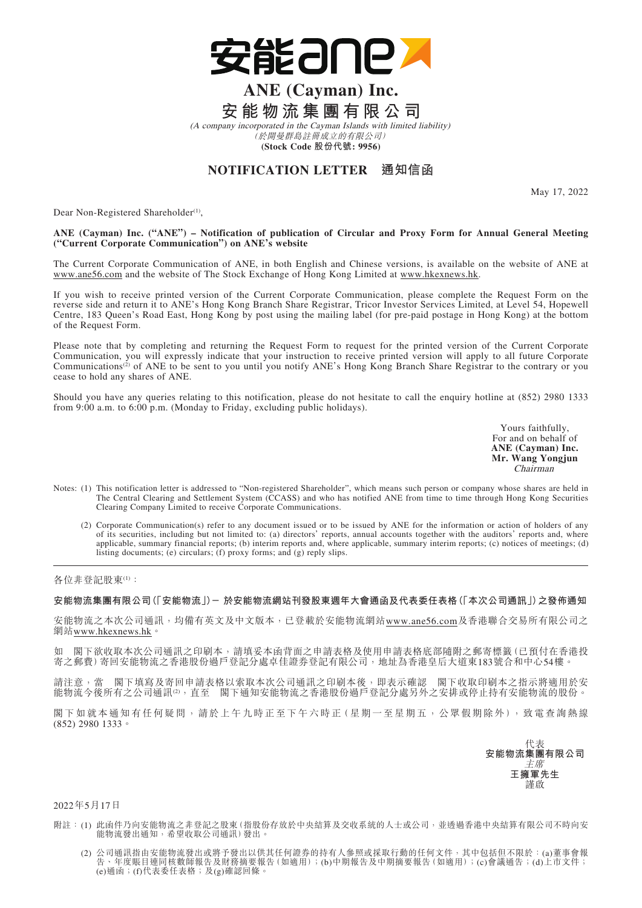# ANE (Cayman) Inc.

# 安能物流集團有限公司

*(A company incorporated in the Cayman Islands with limited liability)*

*(於開曼群島註冊成立的有限公司)*

**(Stock Code 股份代號: 9956)**

## NOTIFICATION LETTER 通知信函

May 17, 2022

Dear Non-Registered Shareholder[1],

**ANE (Cayman) Inc. ("ANE") – Notification of publication of Circular and Proxy Form for Annual General Meeting ("Current Corporate Communication") on ANE's website**

The Current Corporate Communication of ANE, in both English and Chinese versions, is available on the website of ANE at www.ane56.com and the website of The Stock Exchange of Hong Kong Limited at www.hkexnews.hk.

If you wish to receive printed version of the Current Corporate Communication, please complete the Request Form on the reverse side and return it to ANE's Hong Kong Branch Share Registrar, Tricor Investor Services Limited, at Level 54, Hopewell Centre, 183 Queen's Road East, Hong Kong by post using the mailing label (for pre-paid postage in Hong Kong) at the bottom of the Request Form.

Please note that by completing and returning the Request Form to request for the printed version of the Current Corporate Communication, you will expressly indicate that your instruction to receive printed version will apply to all future Corporate Communications[2] of ANE to be sent to you until you notify ANE's Hong Kong Branch Share Registrar to the contrary or you cease to hold any shares of ANE.

Should you have any queries relating to this notification, please do not hesitate to call the enquiry hotline at (852) 2980 1333 from 9:00 a.m. to 6:00 p.m. (Monday to Friday, excluding public holidays).

Yours faithfully,
For and on behalf of
**ANE (Cayman) Inc.**
**Mr. Wang Yongjun**
*Chairman*

Notes: (1) This notification letter is addressed to "Non-registered Shareholder", which means such person or company whose shares are held in The Central Clearing and Settlement System (CCASS) and who has notified ANE from time to time through Hong Kong Securities Clearing Company Limited to receive Corporate Communications.

(2) Corporate Communication(s) refer to any document issued or to be issued by ANE for the information or action of holders of any of its securities, including but not limited to: (a) directors' reports, annual accounts together with the auditors' reports and, where applicable, summary financial reports; (b) interim reports and, where applicable, summary interim reports; (c) notices of meetings; (d) listing documents; (e) circulars; (f) proxy forms; and (g) reply slips.

---

各位非登記股東[1]：

**安能物流集團有限公司(「安能物流」)－ 於安能物流網站刊發股東週年大會通函及代表委任表格(「本次公司通訊」)之發佈通知**

安能物流之本次公司通訊，均備有英文及中文版本，已登載於安能物流網站www.ane56.com及香港聯合交易所有限公司之網站www.hkexnews.hk。

如 閣下欲收取本次公司通訊之印刷本，請填妥本函背面之申請表格及使用申請表格底部隨附之郵寄標籤(已預付在香港投寄之郵費)寄回安能物流之香港股份過戶登記分處卓佳證券登記有限公司，地址為香港皇后大道東183號合和中心54樓。

請注意，當 閣下填寫及寄回申請表格以索取本次公司通訊之印刷本後，即表示確認 閣下收取印刷本之指示將適用於安能物流今後所有之公司通訊[2]，直至 閣下通知安能物流之香港股份過戶登記分處另外之安排或停止持有安能物流的股份。

閣下如就本通知有任何疑問，請於上午九時正至下午六時正(星期一至星期五，公眾假期除外)，致電查詢熱線(852) 2980 1333。

代表
**安能物流集團有限公司**
*主席*
**王擁軍先生**
謹啟

2022年5月17日

附註：(1) 此函件乃向安能物流之非登記之股東(指股份存放於中央結算及交收系統的人士或公司，並透過香港中央結算有限公司不時向安能物流發出通知，希望收取公司通訊)發出。

(2) 公司通訊指由安能物流發出或將予發出以供其任何證券的持有人參照或採取行動的任何文件，其中包括但不限於：(a)董事會報告、年度賬目連同核數師報告及財務摘要報告(如適用)；(b)中期報告及中期摘要報告(如適用)；(c)會議通告；(d)上市文件；(e)通函；(f)代表委任表格；及(g)確認回條。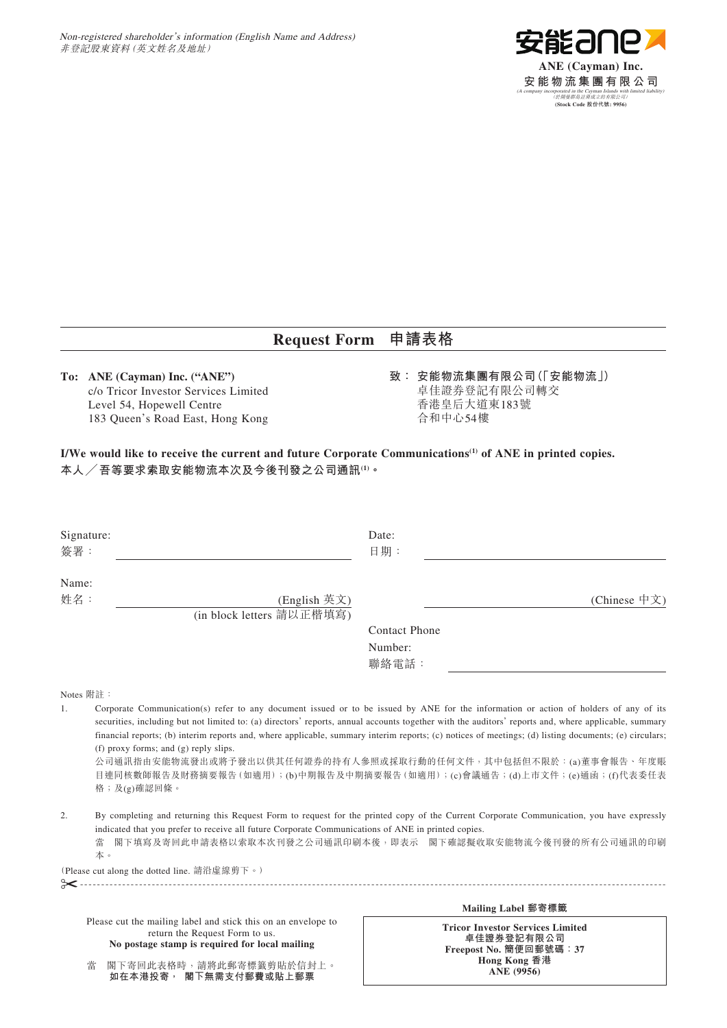Non-registered shareholder's information (English Name and Address)
非登記股東資料（英文姓名及地址）

**ANE (Cayman) Inc.**
**安能物流集團有限公司**
*(A company incorporated in the Cayman Islands with limited liability)*
*（於開曼群島註冊成立的有限公司）*
**(Stock Code 股份代號: 9956)**

# Request Form 申請表格

**To: ANE (Cayman) Inc. ("ANE")**
c/o Tricor Investor Services Limited
Level 54, Hopewell Centre
183 Queen's Road East, Hong Kong

**致： 安能物流集團有限公司（「安能物流」）**
卓佳證券登記有限公司轉交
香港皇后大道東183號
合和中心54樓

**I/We would like to receive the current and future Corporate Communications[(1)] of ANE in printed copies.**
**本人／吾等要求索取安能物流本次及今後刊發之公司通訊[(1)]。**

Signature:
簽署：________________

Date:
日期：________________

Name:
姓名：________________ (English 英文)
(in block letters 請以正楷填寫)

________________ (Chinese 中文)

Contact Phone Number:
聯絡電話：________________

Notes 附註：

1. Corporate Communication(s) refer to any document issued or to be issued by ANE for the information or action of holders of any of its securities, including but not limited to: (a) directors' reports, annual accounts together with the auditors' reports and, where applicable, summary financial reports; (b) interim reports and, where applicable, summary interim reports; (c) notices of meetings; (d) listing documents; (e) circulars; (f) proxy forms; and (g) reply slips.
公司通訊指由安能物流發出或將予發出以供其任何證券的持有人參照或採取行動的任何文件，其中包括但不限於：(a)董事會報告、年度賬目連同核數師報告及財務摘要報告（如適用）；(b)中期報告及中期摘要報告（如適用）；(c)會議通告；(d)上市文件；(e)通函；(f)代表委任表格；及(g)確認回條。

2. By completing and returning this Request Form to request for the printed copy of the Current Corporate Communication, you have expressly indicated that you prefer to receive all future Corporate Communications of ANE in printed copies.
當　閣下填寫及寄回此申請表格以索取本次刊發之公司通訊印刷本後，即表示　閣下確認擬收取安能物流今後刊發的所有公司通訊的印刷本。

(Please cut along the dotted line. 請沿虛線剪下。)

Please cut the mailing label and stick this on an envelope to return the Request Form to us.
**No postage stamp is required for local mailing**

當　閣下寄回此表格時，請將此郵寄標籤剪貼於信封上。
**如在本港投寄，　閣下無需支付郵費或貼上郵票**

**Mailing Label 郵寄標籤**

**Tricor Investor Services Limited**
**卓佳證券登記有限公司**
**Freepost No. 簡便回郵號碼：37**
**Hong Kong 香港**
**ANE (9956)**